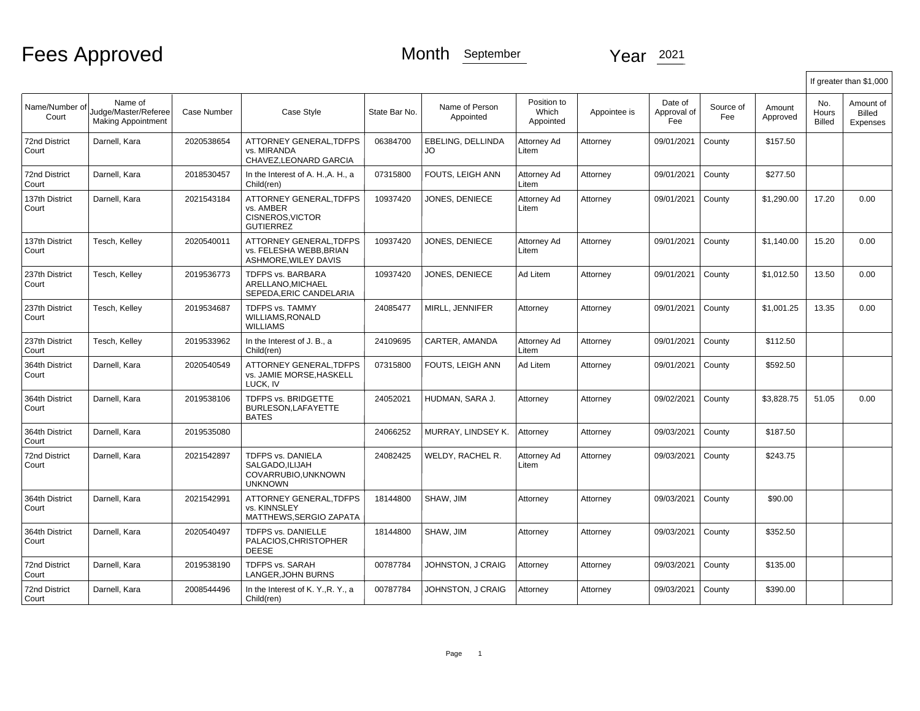# Fees Approved

Month September Year 2021

| Name/Number of Court | Name of Judge/Master/Referee Making Appointment | Case Number | Case Style | State Bar No. | Name of Person Appointed | Position to Which Appointed | Appointee is | Date of Approval of Fee | Source of Fee | Amount Approved | If greater than $1,000: No. Hours Billed | If greater than $1,000: Amount of Billed Expenses |
|---|---|---|---|---|---|---|---|---|---|---|---|---|
| 72nd District Court | Darnell, Kara | 2020538654 | ATTORNEY GENERAL,TDFPS vs. MIRANDA CHAVEZ,LEONARD GARCIA | 06384700 | EBELING, DELLINDA JO | Attorney Ad Litem | Attorney | 09/01/2021 | County | $157.50 | | |
| 72nd District Court | Darnell, Kara | 2018530457 | In the Interest of A. H.,A. H., a Child(ren) | 07315800 | FOUTS, LEIGH ANN | Attorney Ad Litem | Attorney | 09/01/2021 | County | $277.50 | | |
| 137th District Court | Darnell, Kara | 2021543184 | ATTORNEY GENERAL,TDFPS vs. AMBER CISNEROS,VICTOR GUTIERREZ | 10937420 | JONES, DENIECE | Attorney Ad Litem | Attorney | 09/01/2021 | County | $1,290.00 | 17.20 | 0.00 |
| 137th District Court | Tesch, Kelley | 2020540011 | ATTORNEY GENERAL,TDFPS vs. FELESHA WEBB,BRIAN ASHMORE,WILEY DAVIS | 10937420 | JONES, DENIECE | Attorney Ad Litem | Attorney | 09/01/2021 | County | $1,140.00 | 15.20 | 0.00 |
| 237th District Court | Tesch, Kelley | 2019536773 | TDFPS vs. BARBARA ARELLANO,MICHAEL SEPEDA,ERIC CANDELARIA | 10937420 | JONES, DENIECE | Ad Litem | Attorney | 09/01/2021 | County | $1,012.50 | 13.50 | 0.00 |
| 237th District Court | Tesch, Kelley | 2019534687 | TDFPS vs. TAMMY WILLIAMS,RONALD WILLIAMS | 24085477 | MIRLL, JENNIFER | Attorney | Attorney | 09/01/2021 | County | $1,001.25 | 13.35 | 0.00 |
| 237th District Court | Tesch, Kelley | 2019533962 | In the Interest of J. B., a Child(ren) | 24109695 | CARTER, AMANDA | Attorney Ad Litem | Attorney | 09/01/2021 | County | $112.50 | | |
| 364th District Court | Darnell, Kara | 2020540549 | ATTORNEY GENERAL,TDFPS vs. JAMIE MORSE,HASKELL LUCK, IV | 07315800 | FOUTS, LEIGH ANN | Ad Litem | Attorney | 09/01/2021 | County | $592.50 | | |
| 364th District Court | Darnell, Kara | 2019538106 | TDFPS vs. BRIDGETTE BURLESON,LAFAYETTE BATES | 24052021 | HUDMAN, SARA J. | Attorney | Attorney | 09/02/2021 | County | $3,828.75 | 51.05 | 0.00 |
| 364th District Court | Darnell, Kara | 2019535080 | | 24066252 | MURRAY, LINDSEY K. | Attorney | Attorney | 09/03/2021 | County | $187.50 | | |
| 72nd District Court | Darnell, Kara | 2021542897 | TDFPS vs. DANIELA SALGADO,ILIJAH COVARRUBIO,UNKNOWN UNKNOWN | 24082425 | WELDY, RACHEL R. | Attorney Ad Litem | Attorney | 09/03/2021 | County | $243.75 | | |
| 364th District Court | Darnell, Kara | 2021542991 | ATTORNEY GENERAL,TDFPS vs. KINNSLEY MATTHEWS,SERGIO ZAPATA | 18144800 | SHAW, JIM | Attorney | Attorney | 09/03/2021 | County | $90.00 | | |
| 364th District Court | Darnell, Kara | 2020540497 | TDFPS vs. DANIELLE PALACIOS,CHRISTOPHER DEESE | 18144800 | SHAW, JIM | Attorney | Attorney | 09/03/2021 | County | $352.50 | | |
| 72nd District Court | Darnell, Kara | 2019538190 | TDFPS vs. SARAH LANGER,JOHN BURNS | 00787784 | JOHNSTON, J CRAIG | Attorney | Attorney | 09/03/2021 | County | $135.00 | | |
| 72nd District Court | Darnell, Kara | 2008544496 | In the Interest of K. Y.,R. Y., a Child(ren) | 00787784 | JOHNSTON, J CRAIG | Attorney | Attorney | 09/03/2021 | County | $390.00 | | |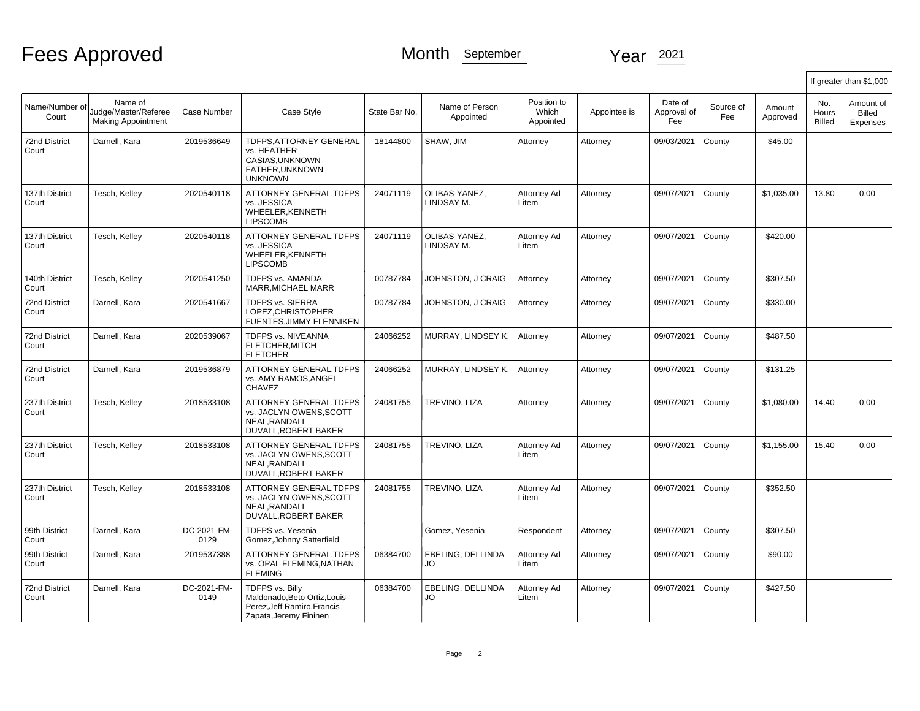# Fees Approved

Month September Year 2021

| Name/Number of Court | Name of Judge/Master/Referee Making Appointment | Case Number | Case Style | State Bar No. | Name of Person Appointed | Position to Which Appointed | Appointee is | Date of Approval of Fee | Source of Fee | Amount Approved | If greater than $1,000 | |
|---|---|---|---|---|---|---|---|---|---|---|---|---|
| | | | | | | | | | | | No. Hours Billed | Amount of Billed Expenses |
| 72nd District Court | Darnell, Kara | 2019536649 | TDFPS,ATTORNEY GENERAL vs. HEATHER CASIAS,UNKNOWN FATHER,UNKNOWN UNKNOWN | 18144800 | SHAW, JIM | Attorney | Attorney | 09/03/2021 | County | $45.00 | | |
| 137th District Court | Tesch, Kelley | 2020540118 | ATTORNEY GENERAL,TDFPS vs. JESSICA WHEELER,KENNETH LIPSCOMB | 24071119 | OLIBAS-YANEZ, LINDSAY M. | Attorney Ad Litem | Attorney | 09/07/2021 | County | $1,035.00 | 13.80 | 0.00 |
| 137th District Court | Tesch, Kelley | 2020540118 | ATTORNEY GENERAL,TDFPS vs. JESSICA WHEELER,KENNETH LIPSCOMB | 24071119 | OLIBAS-YANEZ, LINDSAY M. | Attorney Ad Litem | Attorney | 09/07/2021 | County | $420.00 | | |
| 140th District Court | Tesch, Kelley | 2020541250 | TDFPS vs. AMANDA MARR,MICHAEL MARR | 00787784 | JOHNSTON, J CRAIG | Attorney | Attorney | 09/07/2021 | County | $307.50 | | |
| 72nd District Court | Darnell, Kara | 2020541667 | TDFPS vs. SIERRA LOPEZ,CHRISTOPHER FUENTES,JIMMY FLENNIKEN | 00787784 | JOHNSTON, J CRAIG | Attorney | Attorney | 09/07/2021 | County | $330.00 | | |
| 72nd District Court | Darnell, Kara | 2020539067 | TDFPS vs. NIVEANNA FLETCHER,MITCH FLETCHER | 24066252 | MURRAY, LINDSEY K. | Attorney | Attorney | 09/07/2021 | County | $487.50 | | |
| 72nd District Court | Darnell, Kara | 2019536879 | ATTORNEY GENERAL,TDFPS vs. AMY RAMOS,ANGEL CHAVEZ | 24066252 | MURRAY, LINDSEY K. | Attorney | Attorney | 09/07/2021 | County | $131.25 | | |
| 237th District Court | Tesch, Kelley | 2018533108 | ATTORNEY GENERAL,TDFPS vs. JACLYN OWENS,SCOTT NEAL,RANDALL DUVALL,ROBERT BAKER | 24081755 | TREVINO, LIZA | Attorney | Attorney | 09/07/2021 | County | $1,080.00 | 14.40 | 0.00 |
| 237th District Court | Tesch, Kelley | 2018533108 | ATTORNEY GENERAL,TDFPS vs. JACLYN OWENS,SCOTT NEAL,RANDALL DUVALL,ROBERT BAKER | 24081755 | TREVINO, LIZA | Attorney Ad Litem | Attorney | 09/07/2021 | County | $1,155.00 | 15.40 | 0.00 |
| 237th District Court | Tesch, Kelley | 2018533108 | ATTORNEY GENERAL,TDFPS vs. JACLYN OWENS,SCOTT NEAL,RANDALL DUVALL,ROBERT BAKER | 24081755 | TREVINO, LIZA | Attorney Ad Litem | Attorney | 09/07/2021 | County | $352.50 | | |
| 99th District Court | Darnell, Kara | DC-2021-FM-0129 | TDFPS vs. Yesenia Gomez,Johnny Satterfield | | Gomez, Yesenia | Respondent | Attorney | 09/07/2021 | County | $307.50 | | |
| 99th District Court | Darnell, Kara | 2019537388 | ATTORNEY GENERAL,TDFPS vs. OPAL FLEMING,NATHAN FLEMING | 06384700 | EBELING, DELLINDA JO | Attorney Ad Litem | Attorney | 09/07/2021 | County | $90.00 | | |
| 72nd District Court | Darnell, Kara | DC-2021-FM-0149 | TDFPS vs. Billy Maldonado,Beto Ortiz,Louis Perez,Jeff Ramiro,Francis Zapata,Jeremy Fininen | 06384700 | EBELING, DELLINDA JO | Attorney Ad Litem | Attorney | 09/07/2021 | County | $427.50 | | |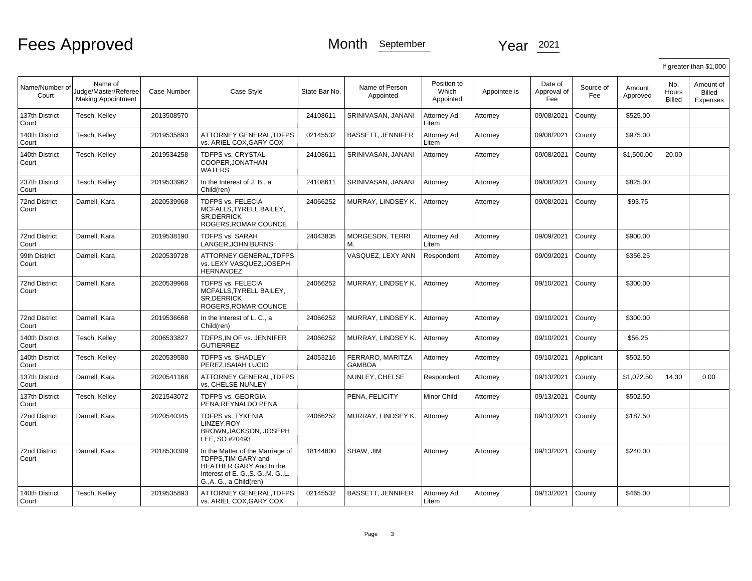# Fees Approved

Month September Year 2021

| Name/Number of Court | Name of Judge/Master/Referee Making Appointment | Case Number | Case Style | State Bar No. | Name of Person Appointed | Position to Which Appointed | Appointee is | Date of Approval of Fee | Source of Fee | Amount Approved | If greater than $1,000 No. Hours Billed | Amount of Billed Expenses |
|---|---|---|---|---|---|---|---|---|---|---|---|---|
| 137th District Court | Tesch, Kelley | 2013508570 | | 24108611 | SRINIVASAN, JANANI | Attorney Ad Litem | Attorney | 09/08/2021 | County | $525.00 | | |
| 140th District Court | Tesch, Kelley | 2019535893 | ATTORNEY GENERAL,TDFPS vs. ARIEL COX,GARY COX | 02145532 | BASSETT, JENNIFER | Attorney Ad Litem | Attorney | 09/08/2021 | County | $975.00 | | |
| 140th District Court | Tesch, Kelley | 2019534258 | TDFPS vs. CRYSTAL COOPER,JONATHAN WATERS | 24108611 | SRINIVASAN, JANANI | Attorney | Attorney | 09/08/2021 | County | $1,500.00 | 20.00 | |
| 237th District Court | Tesch, Kelley | 2019533962 | In the Interest of J. B., a Child(ren) | 24108611 | SRINIVASAN, JANANI | Attorney | Attorney | 09/08/2021 | County | $825.00 | | |
| 72nd District Court | Darnell, Kara | 2020539968 | TDFPS vs. FELECIA MCFALLS,TYRELL BAILEY, SR,DERRICK ROGERS,ROMAR COUNCE | 24066252 | MURRAY, LINDSEY K. | Attorney | Attorney | 09/08/2021 | County | $93.75 | | |
| 72nd District Court | Darnell, Kara | 2019538190 | TDFPS vs. SARAH LANGER,JOHN BURNS | 24043835 | MORGESON, TERRI M. | Attorney Ad Litem | Attorney | 09/09/2021 | County | $900.00 | | |
| 99th District Court | Darnell, Kara | 2020539728 | ATTORNEY GENERAL,TDFPS vs. LEXY VASQUEZ,JOSEPH HERNANDEZ | | VASQUEZ, LEXY ANN | Respondent | Attorney | 09/09/2021 | County | $356.25 | | |
| 72nd District Court | Darnell, Kara | 2020539968 | TDFPS vs. FELECIA MCFALLS,TYRELL BAILEY, SR,DERRICK ROGERS,ROMAR COUNCE | 24066252 | MURRAY, LINDSEY K. | Attorney | Attorney | 09/10/2021 | County | $300.00 | | |
| 72nd District Court | Darnell, Kara | 2019536668 | In the Interest of L. C., a Child(ren) | 24066252 | MURRAY, LINDSEY K. | Attorney | Attorney | 09/10/2021 | County | $300.00 | | |
| 140th District Court | Tesch, Kelley | 2006533827 | TDFPS,IN OF vs. JENNIFER GUTIERREZ | 24066252 | MURRAY, LINDSEY K. | Attorney | Attorney | 09/10/2021 | County | $56.25 | | |
| 140th District Court | Tesch, Kelley | 2020539580 | TDFPS vs. SHADLEY PEREZ,ISAIAH LUCIO | 24053216 | FERRARO, MARITZA GAMBOA | Attorney | Attorney | 09/10/2021 | Applicant | $502.50 | | |
| 137th District Court | Darnell, Kara | 2020541168 | ATTORNEY GENERAL,TDFPS vs. CHELSE NUNLEY | | NUNLEY, CHELSE | Respondent | Attorney | 09/13/2021 | County | $1,072.50 | 14.30 | 0.00 |
| 137th District Court | Tesch, Kelley | 2021543072 | TDFPS vs. GEORGIA PENA,REYNALDO PENA | | PENA, FELICITY | Minor Child | Attorney | 09/13/2021 | County | $502.50 | | |
| 72nd District Court | Darnell, Kara | 2020540345 | TDFPS vs. TYKENIA LINZEY,ROY BROWN,JACKSON, JOSEPH LEE, SO #20493 | 24066252 | MURRAY, LINDSEY K. | Attorney | Attorney | 09/13/2021 | County | $187.50 | | |
| 72nd District Court | Darnell, Kara | 2018530309 | In the Matter of the Marriage of TDFPS,TIM GARY and HEATHER GARY And In the Interest of E. G.,S. G.,M. G.,L. G.,A. G., a Child(ren) | 18144800 | SHAW, JIM | Attorney | Attorney | 09/13/2021 | County | $240.00 | | |
| 140th District Court | Tesch, Kelley | 2019535893 | ATTORNEY GENERAL,TDFPS vs. ARIEL COX,GARY COX | 02145532 | BASSETT, JENNIFER | Attorney Ad Litem | Attorney | 09/13/2021 | County | $465.00 | | |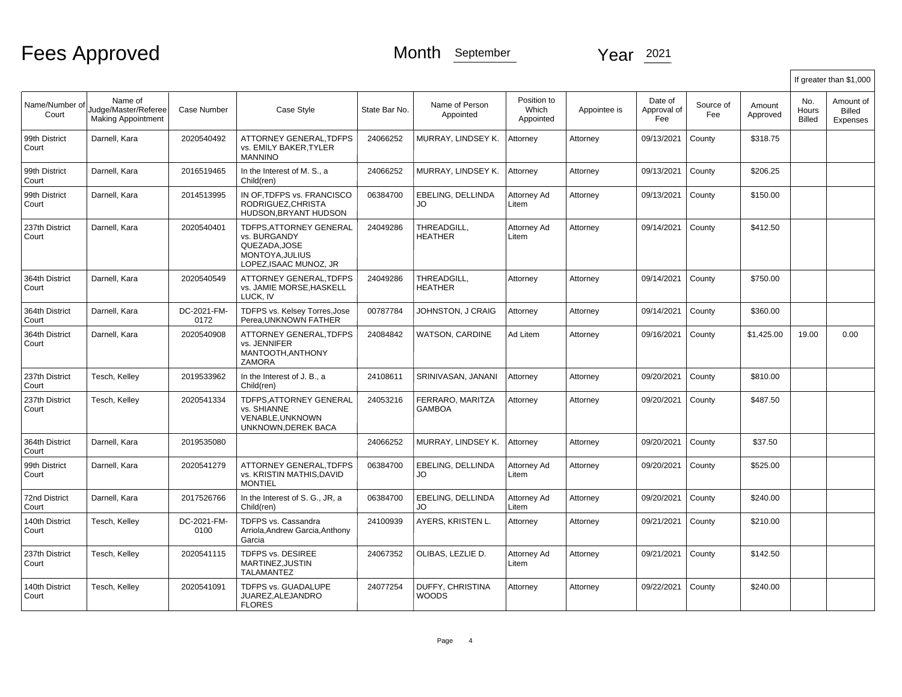# Fees Approved

Month September Year 2021

| Name/Number of Court | Name of Judge/Master/Referee Making Appointment | Case Number | Case Style | State Bar No. | Name of Person Appointed | Position to Which Appointed | Appointee is | Date of Approval of Fee | Source of Fee | Amount Approved | If greater than $1,000 No. Hours Billed | Amount of Billed Expenses |
|---|---|---|---|---|---|---|---|---|---|---|---|---|
| 99th District Court | Darnell, Kara | 2020540492 | ATTORNEY GENERAL,TDFPS vs. EMILY BAKER,TYLER MANNINO | 24066252 | MURRAY, LINDSEY K. | Attorney | Attorney | 09/13/2021 | County | $318.75 | | |
| 99th District Court | Darnell, Kara | 2016519465 | In the Interest of M. S., a Child(ren) | 24066252 | MURRAY, LINDSEY K. | Attorney | Attorney | 09/13/2021 | County | $206.25 | | |
| 99th District Court | Darnell, Kara | 2014513995 | IN OF,TDFPS vs. FRANCISCO RODRIGUEZ,CHRISTA HUDSON,BRYANT HUDSON | 06384700 | EBELING, DELLINDA JO | Attorney Ad Litem | Attorney | 09/13/2021 | County | $150.00 | | |
| 237th District Court | Darnell, Kara | 2020540401 | TDFPS,ATTORNEY GENERAL vs. BURGANDY QUEZADA,JOSE MONTOYA,JULIUS LOPEZ,ISAAC MUNOZ, JR | 24049286 | THREADGILL, HEATHER | Attorney Ad Litem | Attorney | 09/14/2021 | County | $412.50 | | |
| 364th District Court | Darnell, Kara | 2020540549 | ATTORNEY GENERAL,TDFPS vs. JAMIE MORSE,HASKELL LUCK, IV | 24049286 | THREADGILL, HEATHER | Attorney | Attorney | 09/14/2021 | County | $750.00 | | |
| 364th District Court | Darnell, Kara | DC-2021-FM-0172 | TDFPS vs. Kelsey Torres,Jose Perea,UNKNOWN FATHER | 00787784 | JOHNSTON, J CRAIG | Attorney | Attorney | 09/14/2021 | County | $360.00 | | |
| 364th District Court | Darnell, Kara | 2020540908 | ATTORNEY GENERAL,TDFPS vs. JENNIFER MANTOOTH,ANTHONY ZAMORA | 24084842 | WATSON, CARDINE | Ad Litem | Attorney | 09/16/2021 | County | $1,425.00 | 19.00 | 0.00 |
| 237th District Court | Tesch, Kelley | 2019533962 | In the Interest of J. B., a Child(ren) | 24108611 | SRINIVASAN, JANANI | Attorney | Attorney | 09/20/2021 | County | $810.00 | | |
| 237th District Court | Tesch, Kelley | 2020541334 | TDFPS,ATTORNEY GENERAL vs. SHIANNE VENABLE,UNKNOWN UNKNOWN,DEREK BACA | 24053216 | FERRARO, MARITZA GAMBOA | Attorney | Attorney | 09/20/2021 | County | $487.50 | | |
| 364th District Court | Darnell, Kara | 2019535080 | | 24066252 | MURRAY, LINDSEY K. | Attorney | Attorney | 09/20/2021 | County | $37.50 | | |
| 99th District Court | Darnell, Kara | 2020541279 | ATTORNEY GENERAL,TDFPS vs. KRISTIN MATHIS,DAVID MONTIEL | 06384700 | EBELING, DELLINDA JO | Attorney Ad Litem | Attorney | 09/20/2021 | County | $525.00 | | |
| 72nd District Court | Darnell, Kara | 2017526766 | In the Interest of S. G., JR, a Child(ren) | 06384700 | EBELING, DELLINDA JO | Attorney Ad Litem | Attorney | 09/20/2021 | County | $240.00 | | |
| 140th District Court | Tesch, Kelley | DC-2021-FM-0100 | TDFPS vs. Cassandra Arriola,Andrew Garcia,Anthony Garcia | 24100939 | AYERS, KRISTEN L. | Attorney | Attorney | 09/21/2021 | County | $210.00 | | |
| 237th District Court | Tesch, Kelley | 2020541115 | TDFPS vs. DESIREE MARTINEZ,JUSTIN TALAMANTEZ | 24067352 | OLIBAS, LEZLIE D. | Attorney Ad Litem | Attorney | 09/21/2021 | County | $142.50 | | |
| 140th District Court | Tesch, Kelley | 2020541091 | TDFPS vs. GUADALUPE JUAREZ,ALEJANDRO FLORES | 24077254 | DUFFY, CHRISTINA WOODS | Attorney | Attorney | 09/22/2021 | County | $240.00 | | |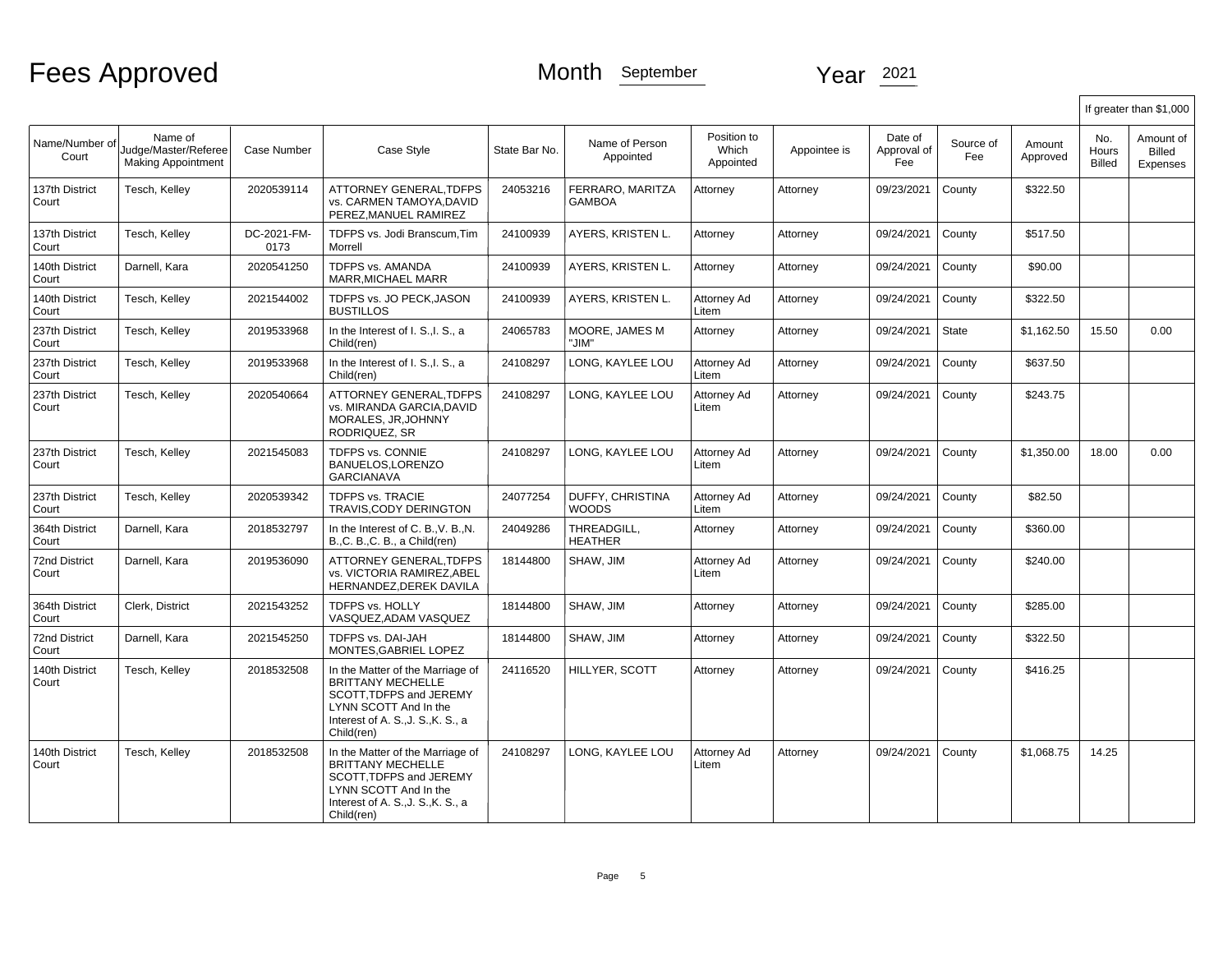# Fees Approved

Month September

Year 2021

| Name/Number of Court | Name of Judge/Master/Referee Making Appointment | Case Number | Case Style | State Bar No. | Name of Person Appointed | Position to Which Appointed | Appointee is | Date of Approval of Fee | Source of Fee | Amount Approved | If greater than $1,000 No. Hours Billed | Amount of Billed Expenses |
|---|---|---|---|---|---|---|---|---|---|---|---|---|
| 137th District Court | Tesch, Kelley | 2020539114 | ATTORNEY GENERAL,TDFPS vs. CARMEN TAMOYA,DAVID PEREZ,MANUEL RAMIREZ | 24053216 | FERRARO, MARITZA GAMBOA | Attorney | Attorney | 09/23/2021 | County | $322.50 | | |
| 137th District Court | Tesch, Kelley | DC-2021-FM-0173 | TDFPS vs. Jodi Branscum,Tim Morrell | 24100939 | AYERS, KRISTEN L. | Attorney | Attorney | 09/24/2021 | County | $517.50 | | |
| 140th District Court | Darnell, Kara | 2020541250 | TDFPS vs. AMANDA MARR,MICHAEL MARR | 24100939 | AYERS, KRISTEN L. | Attorney | Attorney | 09/24/2021 | County | $90.00 | | |
| 140th District Court | Tesch, Kelley | 2021544002 | TDFPS vs. JO PECK,JASON BUSTILLOS | 24100939 | AYERS, KRISTEN L. | Attorney Ad Litem | Attorney | 09/24/2021 | County | $322.50 | | |
| 237th District Court | Tesch, Kelley | 2019533968 | In the Interest of I. S.,I. S., a Child(ren) | 24065783 | MOORE, JAMES M "JIM" | Attorney | Attorney | 09/24/2021 | State | $1,162.50 | 15.50 | 0.00 |
| 237th District Court | Tesch, Kelley | 2019533968 | In the Interest of I. S.,I. S., a Child(ren) | 24108297 | LONG, KAYLEE LOU | Attorney Ad Litem | Attorney | 09/24/2021 | County | $637.50 | | |
| 237th District Court | Tesch, Kelley | 2020540664 | ATTORNEY GENERAL,TDFPS vs. MIRANDA GARCIA,DAVID MORALES, JR,JOHNNY RODRIQUEZ, SR | 24108297 | LONG, KAYLEE LOU | Attorney Ad Litem | Attorney | 09/24/2021 | County | $243.75 | | |
| 237th District Court | Tesch, Kelley | 2021545083 | TDFPS vs. CONNIE BANUELOS,LORENZO GARCIANAVA | 24108297 | LONG, KAYLEE LOU | Attorney Ad Litem | Attorney | 09/24/2021 | County | $1,350.00 | 18.00 | 0.00 |
| 237th District Court | Tesch, Kelley | 2020539342 | TDFPS vs. TRACIE TRAVIS,CODY DERINGTON | 24077254 | DUFFY, CHRISTINA WOODS | Attorney Ad Litem | Attorney | 09/24/2021 | County | $82.50 | | |
| 364th District Court | Darnell, Kara | 2018532797 | In the Interest of C. B.,V. B.,N. B.,C. B.,C. B., a Child(ren) | 24049286 | THREADGILL, HEATHER | Attorney | Attorney | 09/24/2021 | County | $360.00 | | |
| 72nd District Court | Darnell, Kara | 2019536090 | ATTORNEY GENERAL,TDFPS vs. VICTORIA RAMIREZ,ABEL HERNANDEZ,DEREK DAVILA | 18144800 | SHAW, JIM | Attorney Ad Litem | Attorney | 09/24/2021 | County | $240.00 | | |
| 364th District Court | Clerk, District | 2021543252 | TDFPS vs. HOLLY VASQUEZ,ADAM VASQUEZ | 18144800 | SHAW, JIM | Attorney | Attorney | 09/24/2021 | County | $285.00 | | |
| 72nd District Court | Darnell, Kara | 2021545250 | TDFPS vs. DAI-JAH MONTES,GABRIEL LOPEZ | 18144800 | SHAW, JIM | Attorney | Attorney | 09/24/2021 | County | $322.50 | | |
| 140th District Court | Tesch, Kelley | 2018532508 | In the Matter of the Marriage of BRITTANY MECHELLE SCOTT,TDFPS and JEREMY LYNN SCOTT And In the Interest of A. S.,J. S.,K. S., a Child(ren) | 24116520 | HILLYER, SCOTT | Attorney | Attorney | 09/24/2021 | County | $416.25 | | |
| 140th District Court | Tesch, Kelley | 2018532508 | In the Matter of the Marriage of BRITTANY MECHELLE SCOTT,TDFPS and JEREMY LYNN SCOTT And In the Interest of A. S.,J. S.,K. S., a Child(ren) | 24108297 | LONG, KAYLEE LOU | Attorney Ad Litem | Attorney | 09/24/2021 | County | $1,068.75 | 14.25 | |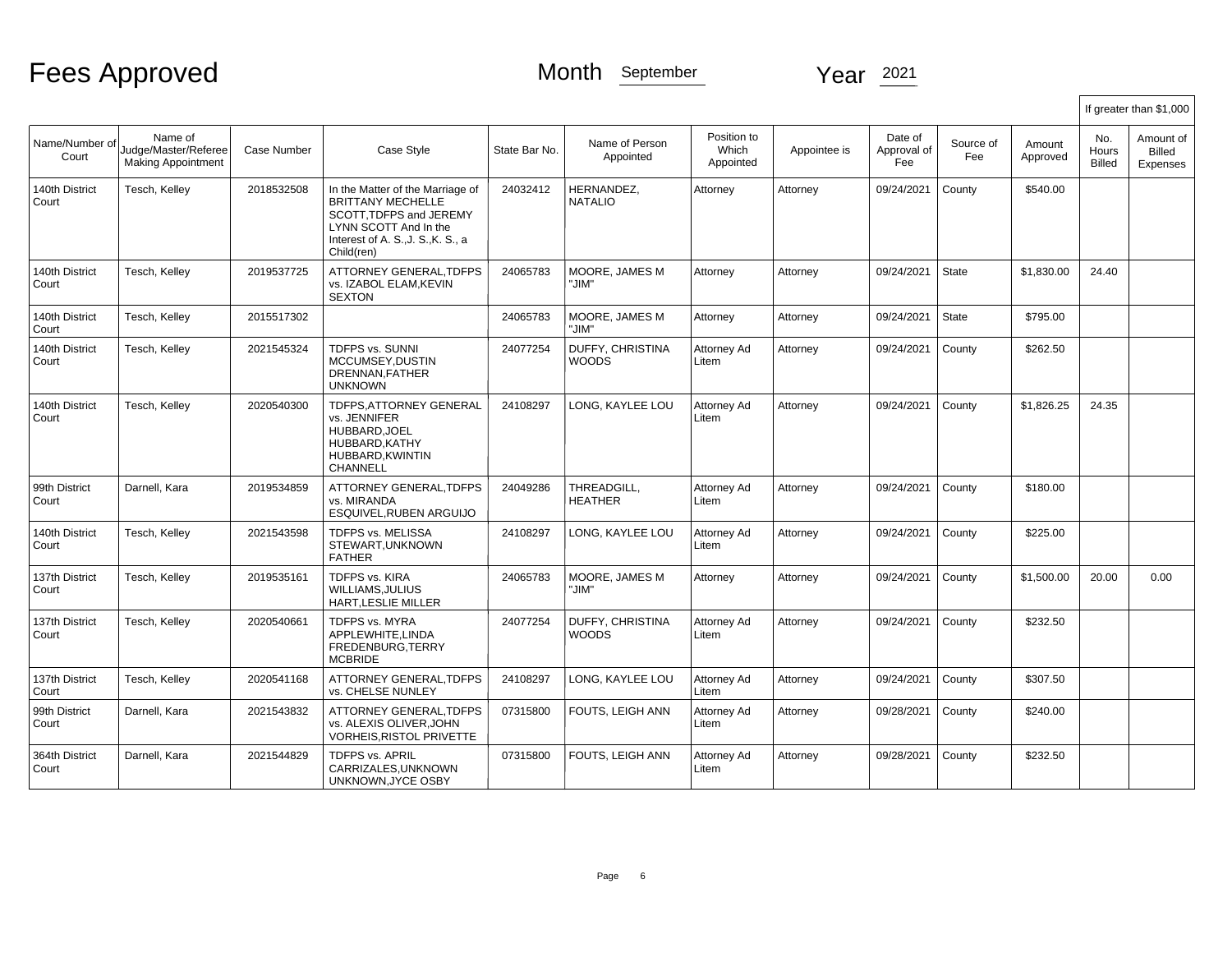# Fees Approved

Month September Year 2021

| Name/Number of Court | Name of Judge/Master/Referee Making Appointment | Case Number | Case Style | State Bar No. | Name of Person Appointed | Position to Which Appointed | Appointee is | Date of Approval of Fee | Source of Fee | Amount Approved | If greater than $1,000 No. Hours Billed | Amount of Billed Expenses |
|---|---|---|---|---|---|---|---|---|---|---|---|---|
| 140th District Court | Tesch, Kelley | 2018532508 | In the Matter of the Marriage of BRITTANY MECHELLE SCOTT,TDFPS and JEREMY LYNN SCOTT And In the Interest of A. S.,J. S.,K. S., a Child(ren) | 24032412 | HERNANDEZ, NATALIO | Attorney | Attorney | 09/24/2021 | County | $540.00 | | |
| 140th District Court | Tesch, Kelley | 2019537725 | ATTORNEY GENERAL,TDFPS vs. IZABOL ELAM,KEVIN SEXTON | 24065783 | MOORE, JAMES M "JIM" | Attorney | Attorney | 09/24/2021 | State | $1,830.00 | 24.40 | |
| 140th District Court | Tesch, Kelley | 2015517302 | | 24065783 | MOORE, JAMES M "JIM" | Attorney | Attorney | 09/24/2021 | State | $795.00 | | |
| 140th District Court | Tesch, Kelley | 2021545324 | TDFPS vs. SUNNI MCCUMSEY,DUSTIN DRENNAN,FATHER UNKNOWN | 24077254 | DUFFY, CHRISTINA WOODS | Attorney Ad Litem | Attorney | 09/24/2021 | County | $262.50 | | |
| 140th District Court | Tesch, Kelley | 2020540300 | TDFPS,ATTORNEY GENERAL vs. JENNIFER HUBBARD,JOEL HUBBARD,KATHY HUBBARD,KWINTIN CHANNELL | 24108297 | LONG, KAYLEE LOU | Attorney Ad Litem | Attorney | 09/24/2021 | County | $1,826.25 | 24.35 | |
| 99th District Court | Darnell, Kara | 2019534859 | ATTORNEY GENERAL,TDFPS vs. MIRANDA ESQUIVEL,RUBEN ARGUIJO | 24049286 | THREADGILL, HEATHER | Attorney Ad Litem | Attorney | 09/24/2021 | County | $180.00 | | |
| 140th District Court | Tesch, Kelley | 2021543598 | TDFPS vs. MELISSA STEWART,UNKNOWN FATHER | 24108297 | LONG, KAYLEE LOU | Attorney Ad Litem | Attorney | 09/24/2021 | County | $225.00 | | |
| 137th District Court | Tesch, Kelley | 2019535161 | TDFPS vs. KIRA WILLIAMS,JULIUS HART,LESLIE MILLER | 24065783 | MOORE, JAMES M "JIM" | Attorney | Attorney | 09/24/2021 | County | $1,500.00 | 20.00 | 0.00 |
| 137th District Court | Tesch, Kelley | 2020540661 | TDFPS vs. MYRA APPLEWHITE,LINDA FREDENBURG,TERRY MCBRIDE | 24077254 | DUFFY, CHRISTINA WOODS | Attorney Ad Litem | Attorney | 09/24/2021 | County | $232.50 | | |
| 137th District Court | Tesch, Kelley | 2020541168 | ATTORNEY GENERAL,TDFPS vs. CHELSE NUNLEY | 24108297 | LONG, KAYLEE LOU | Attorney Ad Litem | Attorney | 09/24/2021 | County | $307.50 | | |
| 99th District Court | Darnell, Kara | 2021543832 | ATTORNEY GENERAL,TDFPS vs. ALEXIS OLIVER,JOHN VORHEIS,RISTOL PRIVETTE | 07315800 | FOUTS, LEIGH ANN | Attorney Ad Litem | Attorney | 09/28/2021 | County | $240.00 | | |
| 364th District Court | Darnell, Kara | 2021544829 | TDFPS vs. APRIL CARRIZALES,UNKNOWN UNKNOWN,JYCE OSBY | 07315800 | FOUTS, LEIGH ANN | Attorney Ad Litem | Attorney | 09/28/2021 | County | $232.50 | | |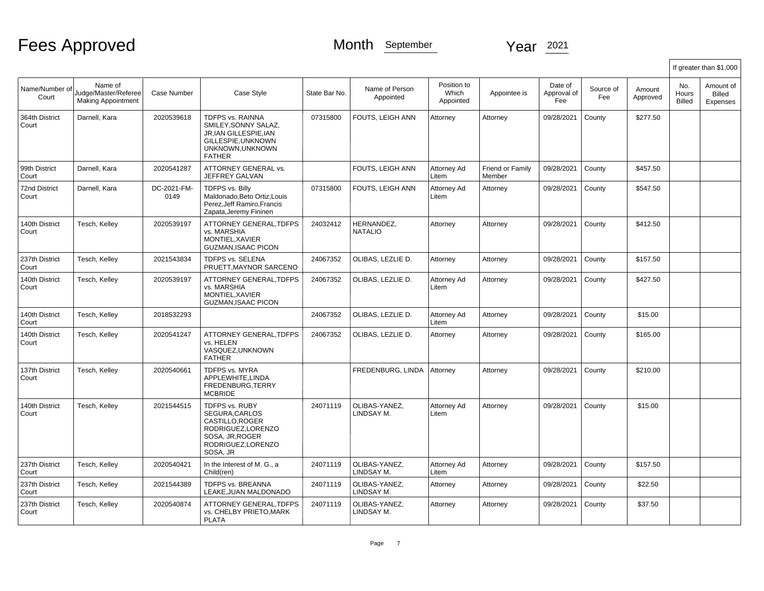# Fees Approved

Month September Year 2021

| Name/Number of Court | Name of Judge/Master/Referee Making Appointment | Case Number | Case Style | State Bar No. | Name of Person Appointed | Position to Which Appointed | Appointee is | Date of Approval of Fee | Source of Fee | Amount Approved | If greater than $1,000 No. Hours Billed | Amount of Billed Expenses |
|---|---|---|---|---|---|---|---|---|---|---|---|---|
| 364th District Court | Darnell, Kara | 2020539618 | TDFPS vs. RAINNA SMILEY,SONNY SALAZ, JR,IAN GILLESPIE,IAN GILLESPIE,UNKNOWN UNKNOWN,UNKNOWN FATHER | 07315800 | FOUTS, LEIGH ANN | Attorney | Attorney | 09/28/2021 | County | $277.50 | | |
| 99th District Court | Darnell, Kara | 2020541287 | ATTORNEY GENERAL vs. JEFFREY GALVAN | | FOUTS, LEIGH ANN | Attorney Ad Litem | Friend or Family Member | 09/28/2021 | County | $457.50 | | |
| 72nd District Court | Darnell, Kara | DC-2021-FM-0149 | TDFPS vs. Billy Maldonado,Beto Ortiz,Louis Perez,Jeff Ramiro,Francis Zapata,Jeremy Fininen | 07315800 | FOUTS, LEIGH ANN | Attorney Ad Litem | Attorney | 09/28/2021 | County | $547.50 | | |
| 140th District Court | Tesch, Kelley | 2020539197 | ATTORNEY GENERAL,TDFPS vs. MARSHIA MONTIEL,XAVIER GUZMAN,ISAAC PICON | 24032412 | HERNANDEZ, NATALIO | Attorney | Attorney | 09/28/2021 | County | $412.50 | | |
| 237th District Court | Tesch, Kelley | 2021543834 | TDFPS vs. SELENA PRUETT,MAYNOR SARCENO | 24067352 | OLIBAS, LEZLIE D. | Attorney | Attorney | 09/28/2021 | County | $157.50 | | |
| 140th District Court | Tesch, Kelley | 2020539197 | ATTORNEY GENERAL,TDFPS vs. MARSHIA MONTIEL,XAVIER GUZMAN,ISAAC PICON | 24067352 | OLIBAS, LEZLIE D. | Attorney Ad Litem | Attorney | 09/28/2021 | County | $427.50 | | |
| 140th District Court | Tesch, Kelley | 2018532293 | | 24067352 | OLIBAS, LEZLIE D. | Attorney Ad Litem | Attorney | 09/28/2021 | County | $15.00 | | |
| 140th District Court | Tesch, Kelley | 2020541247 | ATTORNEY GENERAL,TDFPS vs. HELEN VASQUEZ,UNKNOWN FATHER | 24067352 | OLIBAS, LEZLIE D. | Attorney | Attorney | 09/28/2021 | County | $165.00 | | |
| 137th District Court | Tesch, Kelley | 2020540661 | TDFPS vs. MYRA APPLEWHITE,LINDA FREDENBURG,TERRY MCBRIDE | | FREDENBURG, LINDA | Attorney | Attorney | 09/28/2021 | County | $210.00 | | |
| 140th District Court | Tesch, Kelley | 2021544515 | TDFPS vs. RUBY SEGURA,CARLOS CASTILLO,ROGER RODRIGUEZ,LORENZO SOSA, JR,ROGER RODRIGUEZ,LORENZO SOSA, JR | 24071119 | OLIBAS-YANEZ, LINDSAY M. | Attorney Ad Litem | Attorney | 09/28/2021 | County | $15.00 | | |
| 237th District Court | Tesch, Kelley | 2020540421 | In the Interest of M. G., a Child(ren) | 24071119 | OLIBAS-YANEZ, LINDSAY M. | Attorney Ad Litem | Attorney | 09/28/2021 | County | $157.50 | | |
| 237th District Court | Tesch, Kelley | 2021544389 | TDFPS vs. BREANNA LEAKE,JUAN MALDONADO | 24071119 | OLIBAS-YANEZ, LINDSAY M. | Attorney | Attorney | 09/28/2021 | County | $22.50 | | |
| 237th District Court | Tesch, Kelley | 2020540874 | ATTORNEY GENERAL,TDFPS vs. CHELBY PRIETO,MARK PLATA | 24071119 | OLIBAS-YANEZ, LINDSAY M. | Attorney | Attorney | 09/28/2021 | County | $37.50 | | |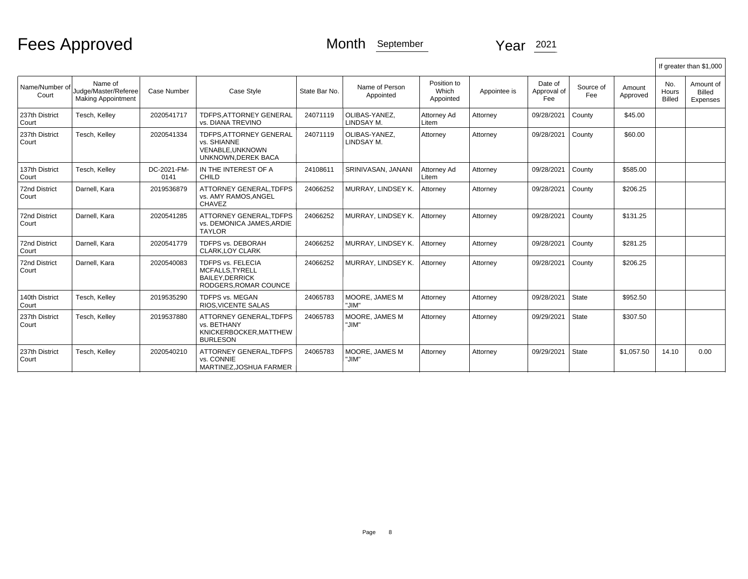# Fees Approved

Month September Year 2021

| Name/Number of Court | Name of Judge/Master/Referee Making Appointment | Case Number | Case Style | State Bar No. | Name of Person Appointed | Position to Which Appointed | Appointee is | Date of Approval of Fee | Source of Fee | Amount Approved | If greater than $1,000 No. Hours Billed | Amount of Billed Expenses |
|---|---|---|---|---|---|---|---|---|---|---|---|---|
| 237th District Court | Tesch, Kelley | 2020541717 | TDFPS,ATTORNEY GENERAL vs. DIANA TREVINO | 24071119 | OLIBAS-YANEZ, LINDSAY M. | Attorney Ad Litem | Attorney | 09/28/2021 | County | $45.00 | | |
| 237th District Court | Tesch, Kelley | 2020541334 | TDFPS,ATTORNEY GENERAL vs. SHIANNE VENABLE,UNKNOWN UNKNOWN,DEREK BACA | 24071119 | OLIBAS-YANEZ, LINDSAY M. | Attorney | Attorney | 09/28/2021 | County | $60.00 | | |
| 137th District Court | Tesch, Kelley | DC-2021-FM-0141 | IN THE INTEREST OF A CHILD | 24108611 | SRINIVASAN, JANANI | Attorney Ad Litem | Attorney | 09/28/2021 | County | $585.00 | | |
| 72nd District Court | Darnell, Kara | 2019536879 | ATTORNEY GENERAL,TDFPS vs. AMY RAMOS,ANGEL CHAVEZ | 24066252 | MURRAY, LINDSEY K. | Attorney | Attorney | 09/28/2021 | County | $206.25 | | |
| 72nd District Court | Darnell, Kara | 2020541285 | ATTORNEY GENERAL,TDFPS vs. DEMONICA JAMES,ARDIE TAYLOR | 24066252 | MURRAY, LINDSEY K. | Attorney | Attorney | 09/28/2021 | County | $131.25 | | |
| 72nd District Court | Darnell, Kara | 2020541779 | TDFPS vs. DEBORAH CLARK,LOY CLARK | 24066252 | MURRAY, LINDSEY K. | Attorney | Attorney | 09/28/2021 | County | $281.25 | | |
| 72nd District Court | Darnell, Kara | 2020540083 | TDFPS vs. FELECIA MCFALLS,TYRELL BAILEY,DERRICK RODGERS,ROMAR COUNCE | 24066252 | MURRAY, LINDSEY K. | Attorney | Attorney | 09/28/2021 | County | $206.25 | | |
| 140th District Court | Tesch, Kelley | 2019535290 | TDFPS vs. MEGAN RIOS,VICENTE SALAS | 24065783 | MOORE, JAMES M "JIM" | Attorney | Attorney | 09/28/2021 | State | $952.50 | | |
| 237th District Court | Tesch, Kelley | 2019537880 | ATTORNEY GENERAL,TDFPS vs. BETHANY KNICKERBOCKER,MATTHEW BURLESON | 24065783 | MOORE, JAMES M "JIM" | Attorney | Attorney | 09/29/2021 | State | $307.50 | | |
| 237th District Court | Tesch, Kelley | 2020540210 | ATTORNEY GENERAL,TDFPS vs. CONNIE MARTINEZ,JOSHUA FARMER | 24065783 | MOORE, JAMES M "JIM" | Attorney | Attorney | 09/29/2021 | State | $1,057.50 | 14.10 | 0.00 |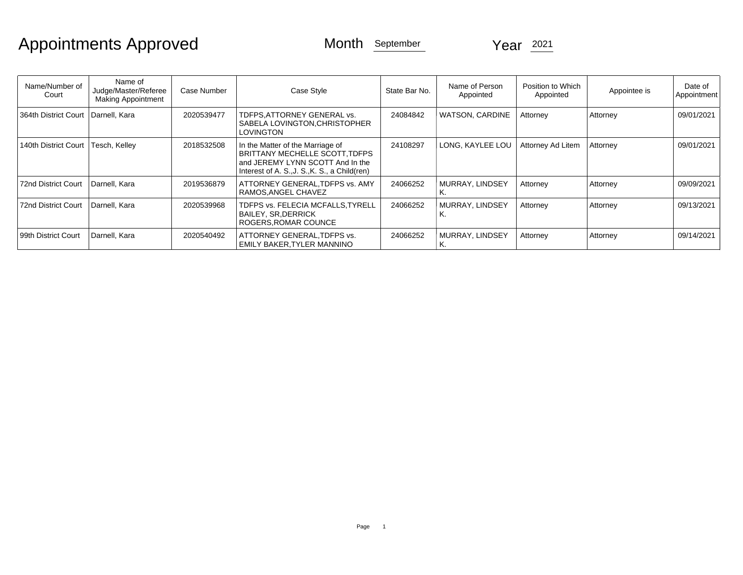# Appointments Approved

Month September

Year 2021

| Name/Number of Court | Name of Judge/Master/Referee Making Appointment | Case Number | Case Style | State Bar No. | Name of Person Appointed | Position to Which Appointed | Appointee is | Date of Appointment |
|---|---|---|---|---|---|---|---|---|
| 364th District Court | Darnell, Kara | 2020539477 | TDFPS,ATTORNEY GENERAL vs. SABELA LOVINGTON,CHRISTOPHER LOVINGTON | 24084842 | WATSON, CARDINE | Attorney | Attorney | 09/01/2021 |
| 140th District Court | Tesch, Kelley | 2018532508 | In the Matter of the Marriage of BRITTANY MECHELLE SCOTT,TDFPS and JEREMY LYNN SCOTT And In the Interest of A. S.,J. S.,K. S., a Child(ren) | 24108297 | LONG, KAYLEE LOU | Attorney Ad Litem | Attorney | 09/01/2021 |
| 72nd District Court | Darnell, Kara | 2019536879 | ATTORNEY GENERAL,TDFPS vs. AMY RAMOS,ANGEL CHAVEZ | 24066252 | MURRAY, LINDSEY K. | Attorney | Attorney | 09/09/2021 |
| 72nd District Court | Darnell, Kara | 2020539968 | TDFPS vs. FELECIA MCFALLS,TYRELL BAILEY, SR,DERRICK ROGERS,ROMAR COUNCE | 24066252 | MURRAY, LINDSEY K. | Attorney | Attorney | 09/13/2021 |
| 99th District Court | Darnell, Kara | 2020540492 | ATTORNEY GENERAL,TDFPS vs. EMILY BAKER,TYLER MANNINO | 24066252 | MURRAY, LINDSEY K. | Attorney | Attorney | 09/14/2021 |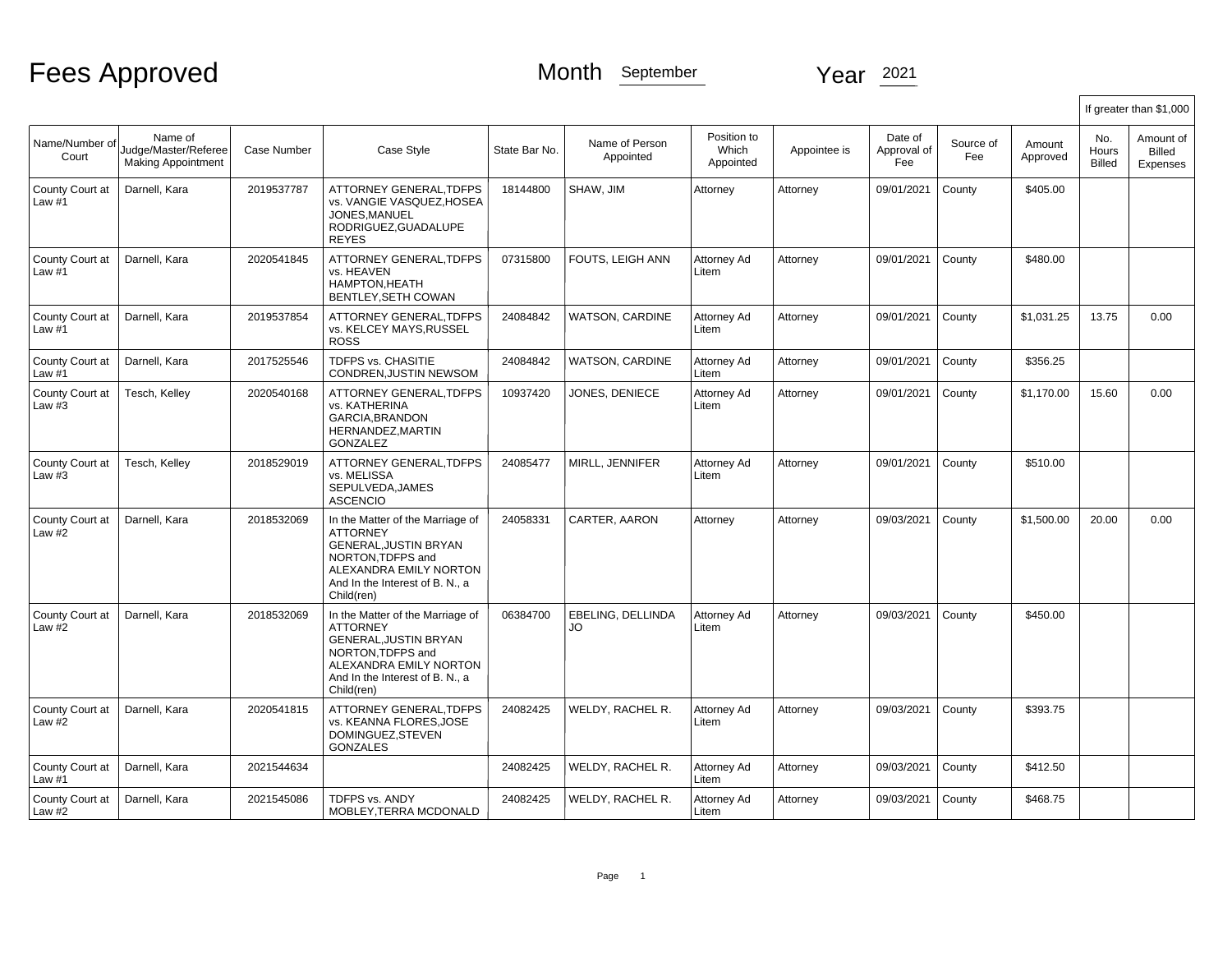# Fees Approved

Month September Year 2021

| Name/Number of Court | Name of Judge/Master/Referee Making Appointment | Case Number | Case Style | State Bar No. | Name of Person Appointed | Position to Which Appointed | Appointee is | Date of Approval of Fee | Source of Fee | Amount Approved | If greater than $1,000 No. Hours Billed | Amount of Billed Expenses |
|---|---|---|---|---|---|---|---|---|---|---|---|---|
| County Court at Law #1 | Darnell, Kara | 2019537787 | ATTORNEY GENERAL,TDFPS vs. VANGIE VASQUEZ,HOSEA JONES,MANUEL RODRIGUEZ,GUADALUPE REYES | 18144800 | SHAW, JIM | Attorney | Attorney | 09/01/2021 | County | $405.00 | | |
| County Court at Law #1 | Darnell, Kara | 2020541845 | ATTORNEY GENERAL,TDFPS vs. HEAVEN HAMPTON,HEATH BENTLEY,SETH COWAN | 07315800 | FOUTS, LEIGH ANN | Attorney Ad Litem | Attorney | 09/01/2021 | County | $480.00 | | |
| County Court at Law #1 | Darnell, Kara | 2019537854 | ATTORNEY GENERAL,TDFPS vs. KELCEY MAYS,RUSSEL ROSS | 24084842 | WATSON, CARDINE | Attorney Ad Litem | Attorney | 09/01/2021 | County | $1,031.25 | 13.75 | 0.00 |
| County Court at Law #1 | Darnell, Kara | 2017525546 | TDFPS vs. CHASITIE CONDREN,JUSTIN NEWSOM | 24084842 | WATSON, CARDINE | Attorney Ad Litem | Attorney | 09/01/2021 | County | $356.25 | | |
| County Court at Law #3 | Tesch, Kelley | 2020540168 | ATTORNEY GENERAL,TDFPS vs. KATHERINA GARCIA,BRANDON HERNANDEZ,MARTIN GONZALEZ | 10937420 | JONES, DENIECE | Attorney Ad Litem | Attorney | 09/01/2021 | County | $1,170.00 | 15.60 | 0.00 |
| County Court at Law #3 | Tesch, Kelley | 2018529019 | ATTORNEY GENERAL,TDFPS vs. MELISSA SEPULVEDA,JAMES ASCENCIO | 24085477 | MIRLL, JENNIFER | Attorney Ad Litem | Attorney | 09/01/2021 | County | $510.00 | | |
| County Court at Law #2 | Darnell, Kara | 2018532069 | In the Matter of the Marriage of ATTORNEY GENERAL,JUSTIN BRYAN NORTON,TDFPS and ALEXANDRA EMILY NORTON And In the Interest of B. N., a Child(ren) | 24058331 | CARTER, AARON | Attorney | Attorney | 09/03/2021 | County | $1,500.00 | 20.00 | 0.00 |
| County Court at Law #2 | Darnell, Kara | 2018532069 | In the Matter of the Marriage of ATTORNEY GENERAL,JUSTIN BRYAN NORTON,TDFPS and ALEXANDRA EMILY NORTON And In the Interest of B. N., a Child(ren) | 06384700 | EBELING, DELLINDA JO | Attorney Ad Litem | Attorney | 09/03/2021 | County | $450.00 | | |
| County Court at Law #2 | Darnell, Kara | 2020541815 | ATTORNEY GENERAL,TDFPS vs. KEANNA FLORES,JOSE DOMINGUEZ,STEVEN GONZALES | 24082425 | WELDY, RACHEL R. | Attorney Ad Litem | Attorney | 09/03/2021 | County | $393.75 | | |
| County Court at Law #1 | Darnell, Kara | 2021544634 | | 24082425 | WELDY, RACHEL R. | Attorney Ad Litem | Attorney | 09/03/2021 | County | $412.50 | | |
| County Court at Law #2 | Darnell, Kara | 2021545086 | TDFPS vs. ANDY MOBLEY,TERRA MCDONALD | 24082425 | WELDY, RACHEL R. | Attorney Ad Litem | Attorney | 09/03/2021 | County | $468.75 | | |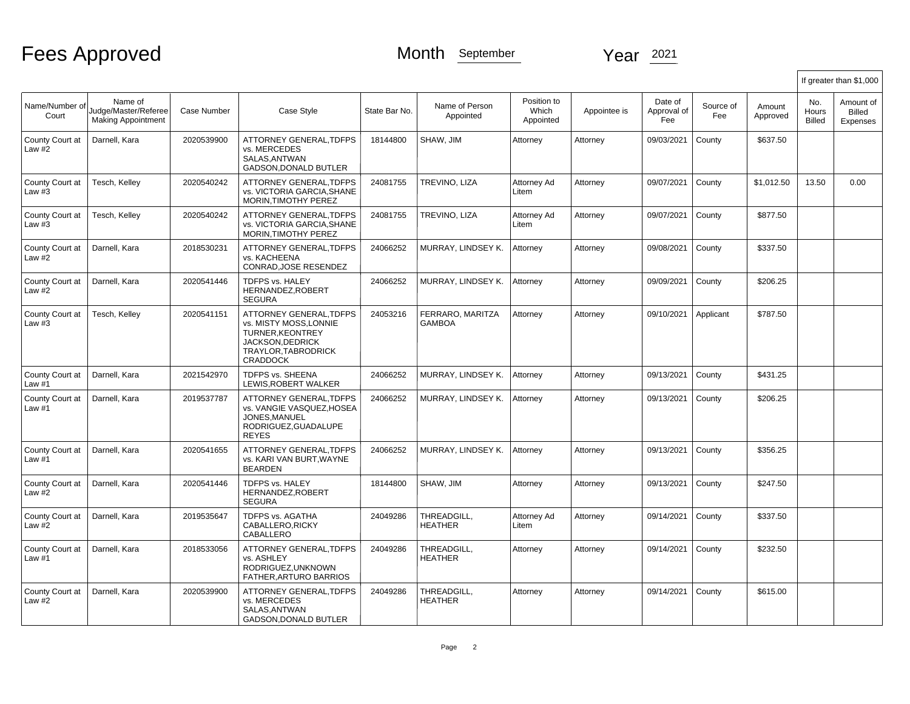# Fees Approved

Month September

Year 2021

| Name/Number of Court | Name of Judge/Master/Referee Making Appointment | Case Number | Case Style | State Bar No. | Name of Person Appointed | Position to Which Appointed | Appointee is | Date of Approval of Fee | Source of Fee | Amount Approved | If greater than $1,000 No. Hours Billed | Amount of Billed Expenses |
|---|---|---|---|---|---|---|---|---|---|---|---|---|
| County Court at Law #2 | Darnell, Kara | 2020539900 | ATTORNEY GENERAL,TDFPS vs. MERCEDES SALAS,ANTWAN GADSON,DONALD BUTLER | 18144800 | SHAW, JIM | Attorney | Attorney | 09/03/2021 | County | $637.50 | | |
| County Court at Law #3 | Tesch, Kelley | 2020540242 | ATTORNEY GENERAL,TDFPS vs. VICTORIA GARCIA,SHANE MORIN,TIMOTHY PEREZ | 24081755 | TREVINO, LIZA | Attorney Ad Litem | Attorney | 09/07/2021 | County | $1,012.50 | 13.50 | 0.00 |
| County Court at Law #3 | Tesch, Kelley | 2020540242 | ATTORNEY GENERAL,TDFPS vs. VICTORIA GARCIA,SHANE MORIN,TIMOTHY PEREZ | 24081755 | TREVINO, LIZA | Attorney Ad Litem | Attorney | 09/07/2021 | County | $877.50 | | |
| County Court at Law #2 | Darnell, Kara | 2018530231 | ATTORNEY GENERAL,TDFPS vs. KACHEENA CONRAD,JOSE RESENDEZ | 24066252 | MURRAY, LINDSEY K. | Attorney | Attorney | 09/08/2021 | County | $337.50 | | |
| County Court at Law #2 | Darnell, Kara | 2020541446 | TDFPS vs. HALEY HERNANDEZ,ROBERT SEGURA | 24066252 | MURRAY, LINDSEY K. | Attorney | Attorney | 09/09/2021 | County | $206.25 | | |
| County Court at Law #3 | Tesch, Kelley | 2020541151 | ATTORNEY GENERAL,TDFPS vs. MISTY MOSS,LONNIE TURNER,KEONTREY JACKSON,DEDRICK TRAYLOR,TABRODRICK CRADDOCK | 24053216 | FERRARO, MARITZA GAMBOA | Attorney | Attorney | 09/10/2021 | Applicant | $787.50 | | |
| County Court at Law #1 | Darnell, Kara | 2021542970 | TDFPS vs. SHEENA LEWIS,ROBERT WALKER | 24066252 | MURRAY, LINDSEY K. | Attorney | Attorney | 09/13/2021 | County | $431.25 | | |
| County Court at Law #1 | Darnell, Kara | 2019537787 | ATTORNEY GENERAL,TDFPS vs. VANGIE VASQUEZ,HOSEA JONES,MANUEL RODRIGUEZ,GUADALUPE REYES | 24066252 | MURRAY, LINDSEY K. | Attorney | Attorney | 09/13/2021 | County | $206.25 | | |
| County Court at Law #1 | Darnell, Kara | 2020541655 | ATTORNEY GENERAL,TDFPS vs. KARI VAN BURT,WAYNE BEARDEN | 24066252 | MURRAY, LINDSEY K. | Attorney | Attorney | 09/13/2021 | County | $356.25 | | |
| County Court at Law #2 | Darnell, Kara | 2020541446 | TDFPS vs. HALEY HERNANDEZ,ROBERT SEGURA | 18144800 | SHAW, JIM | Attorney | Attorney | 09/13/2021 | County | $247.50 | | |
| County Court at Law #2 | Darnell, Kara | 2019535647 | TDFPS vs. AGATHA CABALLERO,RICKY CABALLERO | 24049286 | THREADGILL, HEATHER | Attorney Ad Litem | Attorney | 09/14/2021 | County | $337.50 | | |
| County Court at Law #1 | Darnell, Kara | 2018533056 | ATTORNEY GENERAL,TDFPS vs. ASHLEY RODRIGUEZ,UNKNOWN FATHER,ARTURO BARRIOS | 24049286 | THREADGILL, HEATHER | Attorney | Attorney | 09/14/2021 | County | $232.50 | | |
| County Court at Law #2 | Darnell, Kara | 2020539900 | ATTORNEY GENERAL,TDFPS vs. MERCEDES SALAS,ANTWAN GADSON,DONALD BUTLER | 24049286 | THREADGILL, HEATHER | Attorney | Attorney | 09/14/2021 | County | $615.00 | | |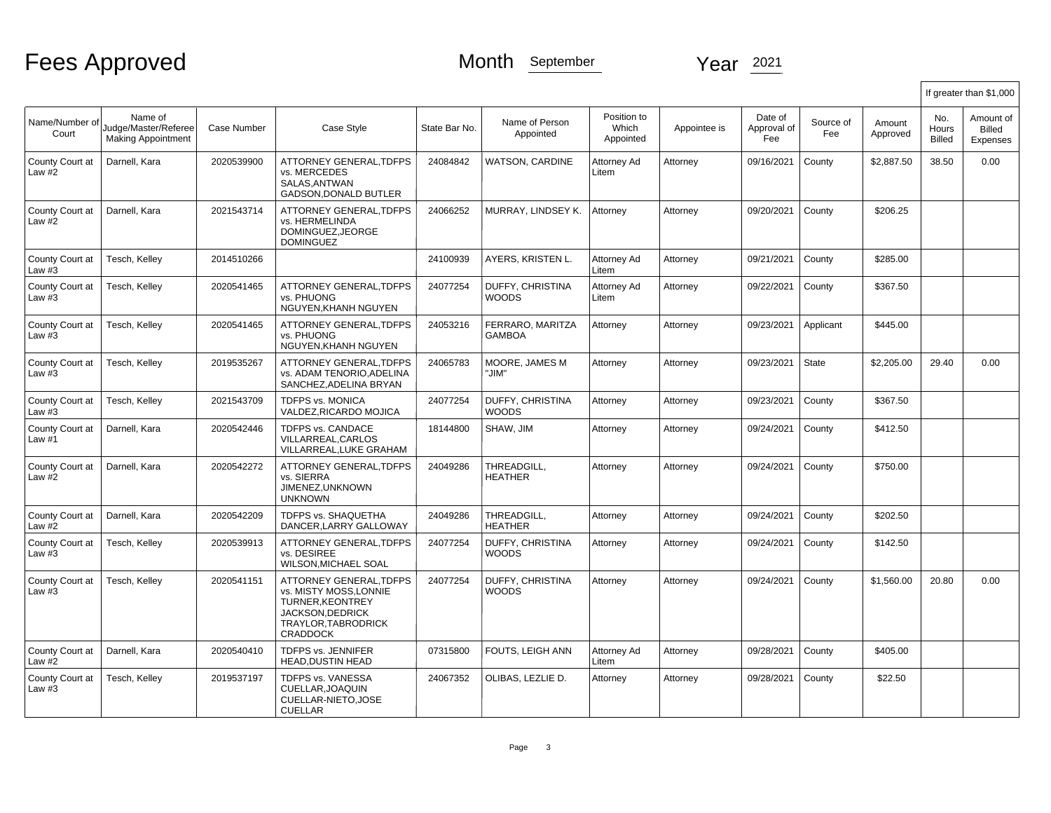# Fees Approved

Month September Year 2021

| Name/Number of Court | Name of Judge/Master/Referee Making Appointment | Case Number | Case Style | State Bar No. | Name of Person Appointed | Position to Which Appointed | Appointee is | Date of Approval of Fee | Source of Fee | Amount Approved | If greater than $1,000 No. Hours Billed | Amount of Billed Expenses |
|---|---|---|---|---|---|---|---|---|---|---|---|---|
| County Court at Law #2 | Darnell, Kara | 2020539900 | ATTORNEY GENERAL,TDFPS vs. MERCEDES SALAS,ANTWAN GADSON,DONALD BUTLER | 24084842 | WATSON, CARDINE | Attorney Ad Litem | Attorney | 09/16/2021 | County | $2,887.50 | 38.50 | 0.00 |
| County Court at Law #2 | Darnell, Kara | 2021543714 | ATTORNEY GENERAL,TDFPS vs. HERMELINDA DOMINGUEZ,JEORGE DOMINGUEZ | 24066252 | MURRAY, LINDSEY K. | Attorney | Attorney | 09/20/2021 | County | $206.25 | | |
| County Court at Law #3 | Tesch, Kelley | 2014510266 | | 24100939 | AYERS, KRISTEN L. | Attorney Ad Litem | Attorney | 09/21/2021 | County | $285.00 | | |
| County Court at Law #3 | Tesch, Kelley | 2020541465 | ATTORNEY GENERAL,TDFPS vs. PHUONG NGUYEN,KHANH NGUYEN | 24077254 | DUFFY, CHRISTINA WOODS | Attorney Ad Litem | Attorney | 09/22/2021 | County | $367.50 | | |
| County Court at Law #3 | Tesch, Kelley | 2020541465 | ATTORNEY GENERAL,TDFPS vs. PHUONG NGUYEN,KHANH NGUYEN | 24053216 | FERRARO, MARITZA GAMBOA | Attorney | Attorney | 09/23/2021 | Applicant | $445.00 | | |
| County Court at Law #3 | Tesch, Kelley | 2019535267 | ATTORNEY GENERAL,TDFPS vs. ADAM TENORIO,ADELINA SANCHEZ,ADELINA BRYAN | 24065783 | MOORE, JAMES M "JIM" | Attorney | Attorney | 09/23/2021 | State | $2,205.00 | 29.40 | 0.00 |
| County Court at Law #3 | Tesch, Kelley | 2021543709 | TDFPS vs. MONICA VALDEZ,RICARDO MOJICA | 24077254 | DUFFY, CHRISTINA WOODS | Attorney | Attorney | 09/23/2021 | County | $367.50 | | |
| County Court at Law #1 | Darnell, Kara | 2020542446 | TDFPS vs. CANDACE VILLARREAL,CARLOS VILLARREAL,LUKE GRAHAM | 18144800 | SHAW, JIM | Attorney | Attorney | 09/24/2021 | County | $412.50 | | |
| County Court at Law #2 | Darnell, Kara | 2020542272 | ATTORNEY GENERAL,TDFPS vs. SIERRA JIMENEZ,UNKNOWN UNKNOWN | 24049286 | THREADGILL, HEATHER | Attorney | Attorney | 09/24/2021 | County | $750.00 | | |
| County Court at Law #2 | Darnell, Kara | 2020542209 | TDFPS vs. SHAQUETHA DANCER,LARRY GALLOWAY | 24049286 | THREADGILL, HEATHER | Attorney | Attorney | 09/24/2021 | County | $202.50 | | |
| County Court at Law #3 | Tesch, Kelley | 2020539913 | ATTORNEY GENERAL,TDFPS vs. DESIREE WILSON,MICHAEL SOAL | 24077254 | DUFFY, CHRISTINA WOODS | Attorney | Attorney | 09/24/2021 | County | $142.50 | | |
| County Court at Law #3 | Tesch, Kelley | 2020541151 | ATTORNEY GENERAL,TDFPS vs. MISTY MOSS,LONNIE TURNER,KEONTREY JACKSON,DEDRICK TRAYLOR,TABRODRICK CRADDOCK | 24077254 | DUFFY, CHRISTINA WOODS | Attorney | Attorney | 09/24/2021 | County | $1,560.00 | 20.80 | 0.00 |
| County Court at Law #2 | Darnell, Kara | 2020540410 | TDFPS vs. JENNIFER HEAD,DUSTIN HEAD | 07315800 | FOUTS, LEIGH ANN | Attorney Ad Litem | Attorney | 09/28/2021 | County | $405.00 | | |
| County Court at Law #3 | Tesch, Kelley | 2019537197 | TDFPS vs. VANESSA CUELLAR,JOAQUIN CUELLAR-NIETO,JOSE CUELLAR | 24067352 | OLIBAS, LEZLIE D. | Attorney | Attorney | 09/28/2021 | County | $22.50 | | |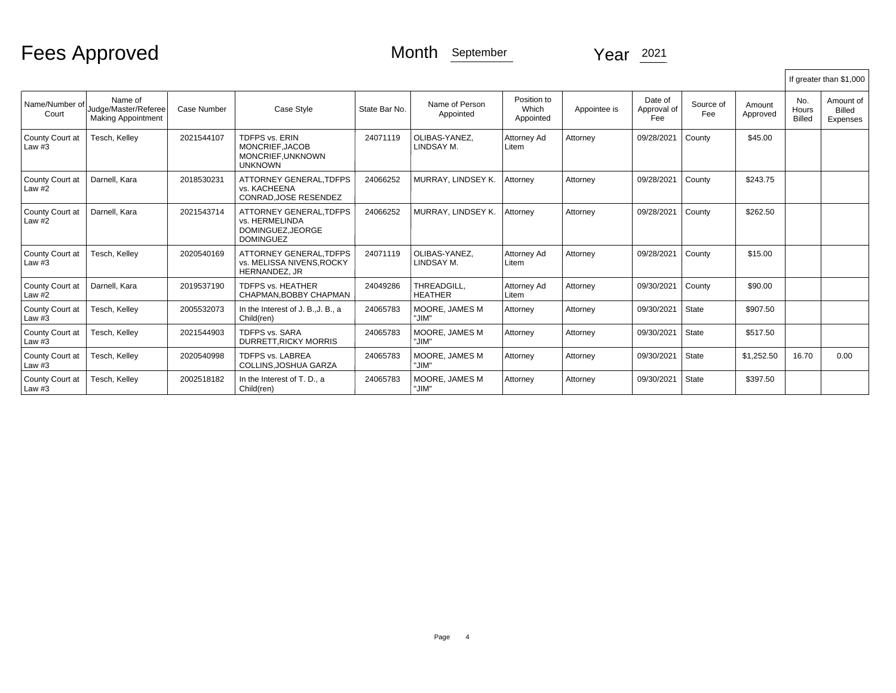# Fees Approved

Month September Year 2021

| Name/Number of Court | Name of Judge/Master/Referee Making Appointment | Case Number | Case Style | State Bar No. | Name of Person Appointed | Position to Which Appointed | Appointee is | Date of Approval of Fee | Source of Fee | Amount Approved | If greater than $1,000 No. Hours Billed | If greater than $1,000 Amount of Billed Expenses |
|---|---|---|---|---|---|---|---|---|---|---|---|---|
| County Court at Law #3 | Tesch, Kelley | 2021544107 | TDFPS vs. ERIN MONCRIEF,JACOB MONCRIEF,UNKNOWN UNKNOWN | 24071119 | OLIBAS-YANEZ, LINDSAY M. | Attorney Ad Litem | Attorney | 09/28/2021 | County | $45.00 | | |
| County Court at Law #2 | Darnell, Kara | 2018530231 | ATTORNEY GENERAL,TDFPS vs. KACHEENA CONRAD,JOSE RESENDEZ | 24066252 | MURRAY, LINDSEY K. | Attorney | Attorney | 09/28/2021 | County | $243.75 | | |
| County Court at Law #2 | Darnell, Kara | 2021543714 | ATTORNEY GENERAL,TDFPS vs. HERMELINDA DOMINGUEZ,JEORGE DOMINGUEZ | 24066252 | MURRAY, LINDSEY K. | Attorney | Attorney | 09/28/2021 | County | $262.50 | | |
| County Court at Law #3 | Tesch, Kelley | 2020540169 | ATTORNEY GENERAL,TDFPS vs. MELISSA NIVENS,ROCKY HERNANDEZ, JR | 24071119 | OLIBAS-YANEZ, LINDSAY M. | Attorney Ad Litem | Attorney | 09/28/2021 | County | $15.00 | | |
| County Court at Law #2 | Darnell, Kara | 2019537190 | TDFPS vs. HEATHER CHAPMAN,BOBBY CHAPMAN | 24049286 | THREADGILL, HEATHER | Attorney Ad Litem | Attorney | 09/30/2021 | County | $90.00 | | |
| County Court at Law #3 | Tesch, Kelley | 2005532073 | In the Interest of J. B.,J. B., a Child(ren) | 24065783 | MOORE, JAMES M "JIM" | Attorney | Attorney | 09/30/2021 | State | $907.50 | | |
| County Court at Law #3 | Tesch, Kelley | 2021544903 | TDFPS vs. SARA DURRETT,RICKY MORRIS | 24065783 | MOORE, JAMES M "JIM" | Attorney | Attorney | 09/30/2021 | State | $517.50 | | |
| County Court at Law #3 | Tesch, Kelley | 2020540998 | TDFPS vs. LABREA COLLINS,JOSHUA GARZA | 24065783 | MOORE, JAMES M "JIM" | Attorney | Attorney | 09/30/2021 | State | $1,252.50 | 16.70 | 0.00 |
| County Court at Law #3 | Tesch, Kelley | 2002518182 | In the Interest of T. D., a Child(ren) | 24065783 | MOORE, JAMES M "JIM" | Attorney | Attorney | 09/30/2021 | State | $397.50 | | |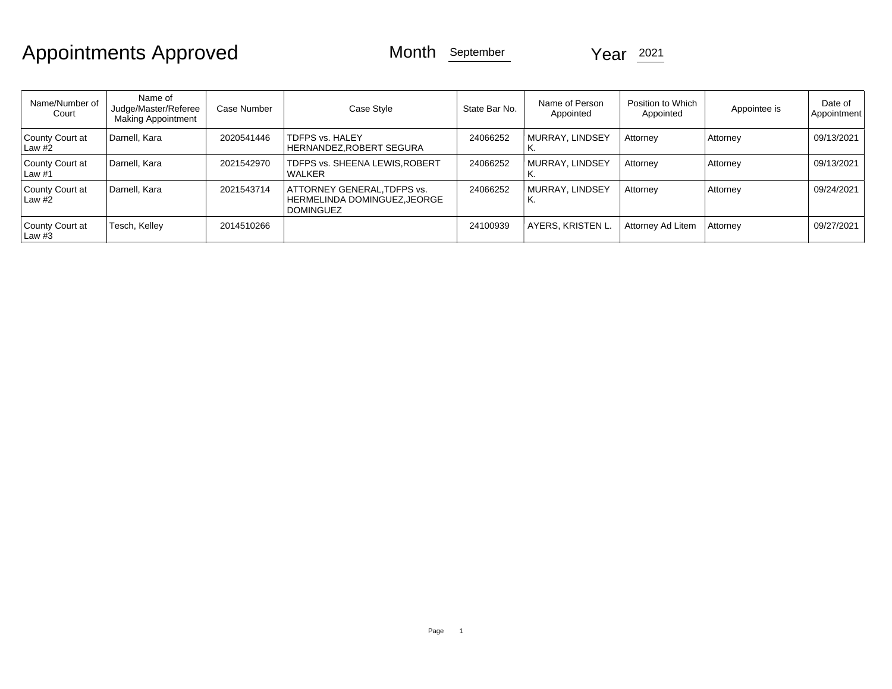# Appointments Approved

Month September

Year 2021

| Name/Number of Court | Name of Judge/Master/Referee Making Appointment | Case Number | Case Style | State Bar No. | Name of Person Appointed | Position to Which Appointed | Appointee is | Date of Appointment |
|---|---|---|---|---|---|---|---|---|
| County Court at Law #2 | Darnell, Kara | 2020541446 | TDFPS vs. HALEY HERNANDEZ,ROBERT SEGURA | 24066252 | MURRAY, LINDSEY K. | Attorney | Attorney | 09/13/2021 |
| County Court at Law #1 | Darnell, Kara | 2021542970 | TDFPS vs. SHEENA LEWIS,ROBERT WALKER | 24066252 | MURRAY, LINDSEY K. | Attorney | Attorney | 09/13/2021 |
| County Court at Law #2 | Darnell, Kara | 2021543714 | ATTORNEY GENERAL,TDFPS vs. HERMELINDA DOMINGUEZ,JEORGE DOMINGUEZ | 24066252 | MURRAY, LINDSEY K. | Attorney | Attorney | 09/24/2021 |
| County Court at Law #3 | Tesch, Kelley | 2014510266 | | 24100939 | AYERS, KRISTEN L. | Attorney Ad Litem | Attorney | 09/27/2021 |